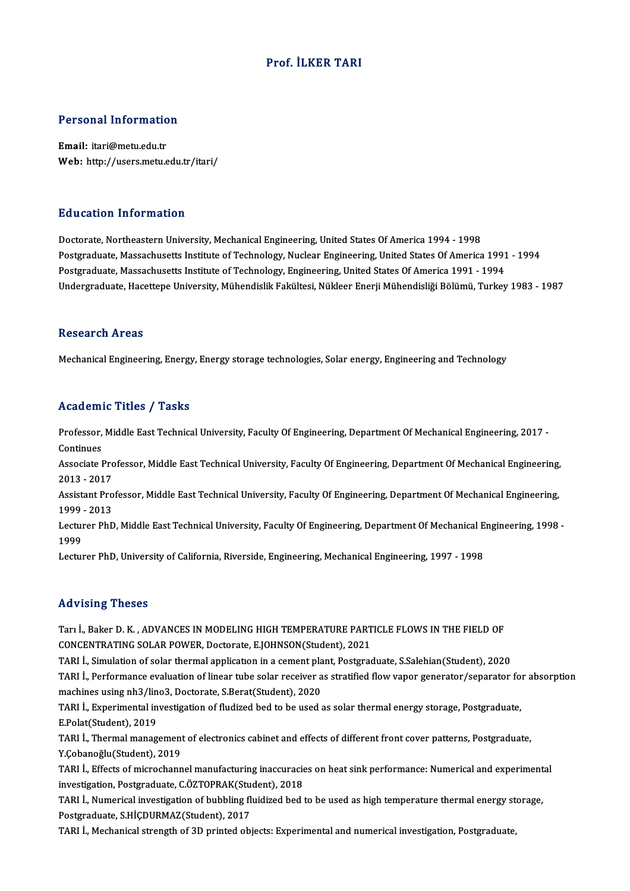# Prof. İLKER TARI

## Personal Information

**Email:** itari@metu.edu.tr
**Web:** http://users.metu.edu.tr/itari/

## Education Information

Doctorate, Northeastern University, Mechanical Engineering, United States Of America 1994 - 1998
Postgraduate, Massachusetts Institute of Technology, Nuclear Engineering, United States Of America 1991 - 1994
Postgraduate, Massachusetts Institute of Technology, Engineering, United States Of America 1991 - 1994
Undergraduate, Hacettepe University, Mühendislik Fakültesi, Nükleer Enerji Mühendisliği Bölümü, Turkey 1983 - 1987

## Research Areas

Mechanical Engineering, Energy, Energy storage technologies, Solar energy, Engineering and Technology

## Academic Titles / Tasks

Professor, Middle East Technical University, Faculty Of Engineering, Department Of Mechanical Engineering, 2017 - Continues
Associate Professor, Middle East Technical University, Faculty Of Engineering, Department Of Mechanical Engineering, 2013 - 2017
Assistant Professor, Middle East Technical University, Faculty Of Engineering, Department Of Mechanical Engineering, 1999 - 2013
Lecturer PhD, Middle East Technical University, Faculty Of Engineering, Department Of Mechanical Engineering, 1998 - 1999
Lecturer PhD, University of California, Riverside, Engineering, Mechanical Engineering, 1997 - 1998

## Advising Theses

Tarı İ., Baker D. K. , ADVANCES IN MODELING HIGH TEMPERATURE PARTICLE FLOWS IN THE FIELD OF CONCENTRATING SOLAR POWER, Doctorate, E.JOHNSON(Student), 2021
TARI İ., Simulation of solar thermal applicatıon in a cement plant, Postgraduate, S.Salehian(Student), 2020
TARI İ., Performance evaluation of linear tube solar receiver as stratified flow vapor generator/separator for absorption machines using nh3/lino3, Doctorate, S.Berat(Student), 2020
TARI İ., Experimental investigation of fludized bed to be used as solar thermal energy storage, Postgraduate, E.Polat(Student), 2019
TARI İ., Thermal management of electronics cabinet and effects of different front cover patterns, Postgraduate, Y.Çobanoğlu(Student), 2019
TARI İ., Effects of microchannel manufacturing inaccuracies on heat sink performance: Numerical and experimental investigation, Postgraduate, C.ÖZTOPRAK(Student), 2018
TARI İ., Numerical investigation of bubbling fluidized bed to be used as high temperature thermal energy storage, Postgraduate, S.HİÇDURMAZ(Student), 2017
TARI İ., Mechanical strength of 3D printed objects: Experimental and numerical investigation, Postgraduate,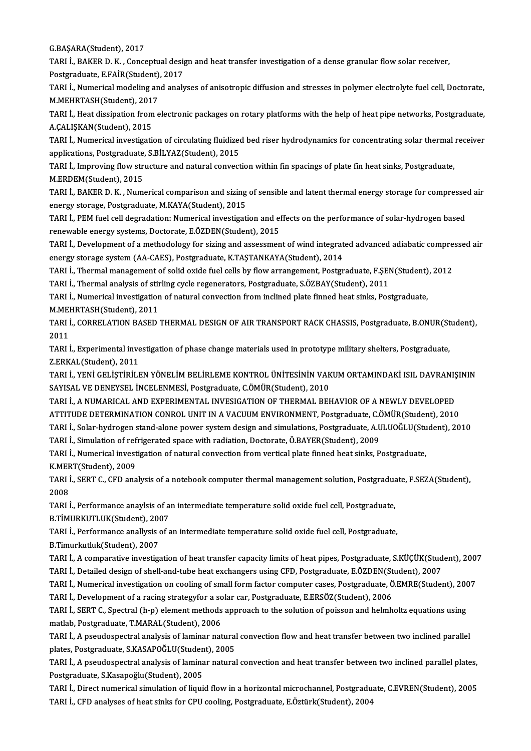G.BAŞARA(Student), 2017

TARI İ., BAKER D. K. , Conceptual design and heat transfer investigation of a dense granular flow solar receiver, Postgraduate, E.FAİR(Student), 2017

TARI İ., Numerical modeling and analyses of anisotropic diffusion and stresses in polymer electrolyte fuel cell, Doctorate, M.MEHRTASH(Student), 2017

TARI İ., Heat dissipation from electronic packages on rotary platforms with the help of heat pipe networks, Postgraduate, A.ÇALIŞKAN(Student), 2015

TARI İ., Numerical investigation of circulating fluidized bed riser hydrodynamics for concentrating solar thermal receiver applications, Postgraduate, S.BİLYAZ(Student), 2015

TARI İ., Improving flow structure and natural convection within fin spacings of plate fin heat sinks, Postgraduate, M.ERDEM(Student), 2015

TARI İ., BAKER D. K. , Numerical comparison and sizing of sensible and latent thermal energy storage for compressed air energy storage, Postgraduate, M.KAYA(Student), 2015

TARI İ., PEM fuel cell degradation: Numerical investigation and effects on the performance of solar-hydrogen based renewable energy systems, Doctorate, E.ÖZDEN(Student), 2015

TARI İ., Development of a methodology for sizing and assessment of wind integrated advanced adiabatic compressed air energy storage system (AA-CAES), Postgraduate, K.TAŞTANKAYA(Student), 2014

TARI İ., Thermal management of solid oxide fuel cells by flow arrangement, Postgraduate, F.ŞEN(Student), 2012

TARI İ., Thermal analysis of stirling cycle regenerators, Postgraduate, S.ÖZBAY(Student), 2011

TARI İ., Numerical investigation of natural convection from inclined plate finned heat sinks, Postgraduate, M.MEHRTASH(Student), 2011

TARI İ., CORRELATION BASED THERMAL DESIGN OF AIR TRANSPORT RACK CHASSIS, Postgraduate, B.ONUR(Student), 2011

TARI İ., Experimental investigation of phase change materials used in prototype military shelters, Postgraduate, Z.ERKAL(Student), 2011

TARI İ., YENİ GELİŞTİRİLEN YÖNELİM BELİRLEME KONTROL ÜNİTESİNİN VAKUM ORTAMINDAKİ ISIL DAVRANIŞININ SAYISAL VE DENEYSEL İNCELENMESİ, Postgraduate, C.ÖMÜR(Student), 2010

TARI İ., A NUMARICAL AND EXPERIMENTAL INVESIGATION OF THERMAL BEHAVIOR OF A NEWLY DEVELOPED ATTITUDE DETERMINATION CONROL UNIT IN A VACUUM ENVIRONMENT, Postgraduate, C.ÖMÜR(Student), 2010

TARI İ., Solar-hydrogen stand-alone power system design and simulations, Postgraduate, A.ULUOĞLU(Student), 2010

TARI İ., Simulation of refrigerated space with radiation, Doctorate, Ö.BAYER(Student), 2009

TARI İ., Numerical investigation of natural convection from vertical plate finned heat sinks, Postgraduate, K.MERT(Student), 2009

TARI İ., SERT C., CFD analysis of a notebook computer thermal management solution, Postgraduate, F.SEZA(Student), 2008

TARI İ., Performance anaylsis of an intermediate temperature solid oxide fuel cell, Postgraduate, B.TİMURKUTLUK(Student), 2007

TARI İ., Performance anallysis of an intermediate temperature solid oxide fuel cell, Postgraduate, B.Timurkutluk(Student), 2007

TARI İ., A comparative investigation of heat transfer capacity limits of heat pipes, Postgraduate, S.KÜÇÜK(Student), 2007

TARI İ., Detailed design of shell-and-tube heat exchangers using CFD, Postgraduate, E.ÖZDEN(Student), 2007

TARI İ., Numerical investigation on cooling of small form factor computer cases, Postgraduate, Ö.EMRE(Student), 2007

TARI İ., Development of a racing strategyfor a solar car, Postgraduate, E.ERSÖZ(Student), 2006

TARI İ., SERT C., Spectral (h-p) element methods approach to the solution of poisson and helmholtz equations using matlab, Postgraduate, T.MARAL(Student), 2006

TARI İ., A pseudospectral analysis of laminar natural convection flow and heat transfer between two inclined parallel plates, Postgraduate, S.KASAPOĞLU(Student), 2005

TARI İ., A pseudospectral analysis of laminar natural convection and heat transfer between two inclined parallel plates, Postgraduate, S.Kasapoğlu(Student), 2005

TARI İ., Direct numerical simulation of liquid flow in a horizontal microchannel, Postgraduate, C.EVREN(Student), 2005

TARI İ., CFD analyses of heat sinks for CPU cooling, Postgraduate, E.Öztürk(Student), 2004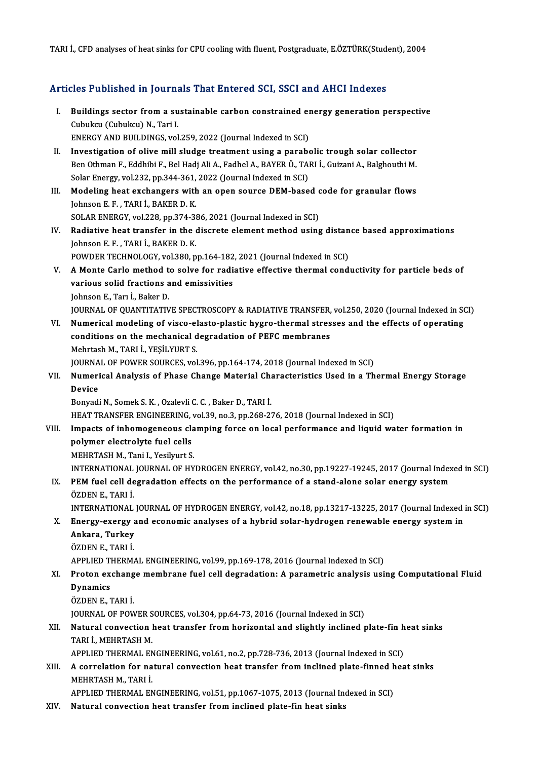TARI İ., CFD analyses of heat sinks for CPU cooling with fluent, Postgraduate, E.ÖZTÜRK(Student), 2004

## Articles Published in Journals That Entered SCI, SSCI and AHCI Indexes

I. **Buildings sector from a sustainable carbon constrained energy generation perspective**
   Cubukcu (Cubukcu) N., Tari I.
   ENERGY AND BUILDINGS, vol.259, 2022 (Journal Indexed in SCI)

II. **Investigation of olive mill sludge treatment using a parabolic trough solar collector**
   Ben Othman F., Eddhibi F., Bel Hadj Ali A., Fadhel A., BAYER Ö., TARI İ., Guizani A., Balghouthi M.
   Solar Energy, vol.232, pp.344-361, 2022 (Journal Indexed in SCI)

III. **Modeling heat exchangers with an open source DEM-based code for granular flows**
   Johnson E. F. , TARI İ., BAKER D. K.
   SOLAR ENERGY, vol.228, pp.374-386, 2021 (Journal Indexed in SCI)

IV. **Radiative heat transfer in the discrete element method using distance based approximations**
   Johnson E. F. , TARI İ., BAKER D. K.
   POWDER TECHNOLOGY, vol.380, pp.164-182, 2021 (Journal Indexed in SCI)

V. **A Monte Carlo method to solve for radiative effective thermal conductivity for particle beds of various solid fractions and emissivities**
   Johnson E., Tarı İ., Baker D.
   JOURNAL OF QUANTITATIVE SPECTROSCOPY & RADIATIVE TRANSFER, vol.250, 2020 (Journal Indexed in SCI)

VI. **Numerical modeling of visco-elasto-plastic hygro-thermal stresses and the effects of operating conditions on the mechanical degradation of PEFC membranes**
   Mehrtash M., TARI İ., YEŞİLYURT S.
   JOURNAL OF POWER SOURCES, vol.396, pp.164-174, 2018 (Journal Indexed in SCI)

VII. **Numerical Analysis of Phase Change Material Characteristics Used in a Thermal Energy Storage Device**
   Bonyadi N., Somek S. K. , Ozalevli C. C. , Baker D., TARI İ.
   HEAT TRANSFER ENGINEERING, vol.39, no.3, pp.268-276, 2018 (Journal Indexed in SCI)

VIII. **Impacts of inhomogeneous clamping force on local performance and liquid water formation in polymer electrolyte fuel cells**
   MEHRTASH M., Tani I., Yesilyurt S.
   INTERNATIONAL JOURNAL OF HYDROGEN ENERGY, vol.42, no.30, pp.19227-19245, 2017 (Journal Indexed in SCI)

IX. **PEM fuel cell degradation effects on the performance of a stand-alone solar energy system**
   ÖZDEN E., TARI İ.
   INTERNATIONAL JOURNAL OF HYDROGEN ENERGY, vol.42, no.18, pp.13217-13225, 2017 (Journal Indexed in SCI)

X. **Energy-exergy and economic analyses of a hybrid solar-hydrogen renewable energy system in Ankara, Turkey**
   ÖZDEN E., TARI İ.
   APPLIED THERMAL ENGINEERING, vol.99, pp.169-178, 2016 (Journal Indexed in SCI)

XI. **Proton exchange membrane fuel cell degradation: A parametric analysis using Computational Fluid Dynamics**
   ÖZDEN E., TARI İ.
   JOURNAL OF POWER SOURCES, vol.304, pp.64-73, 2016 (Journal Indexed in SCI)

XII. **Natural convection heat transfer from horizontal and slightly inclined plate-fin heat sinks**
   TARI İ., MEHRTASH M.
   APPLIED THERMAL ENGINEERING, vol.61, no.2, pp.728-736, 2013 (Journal Indexed in SCI)

XIII. **A correlation for natural convection heat transfer from inclined plate-finned heat sinks**
   MEHRTASH M., TARI İ.
   APPLIED THERMAL ENGINEERING, vol.51, pp.1067-1075, 2013 (Journal Indexed in SCI)

XIV. **Natural convection heat transfer from inclined plate-fin heat sinks**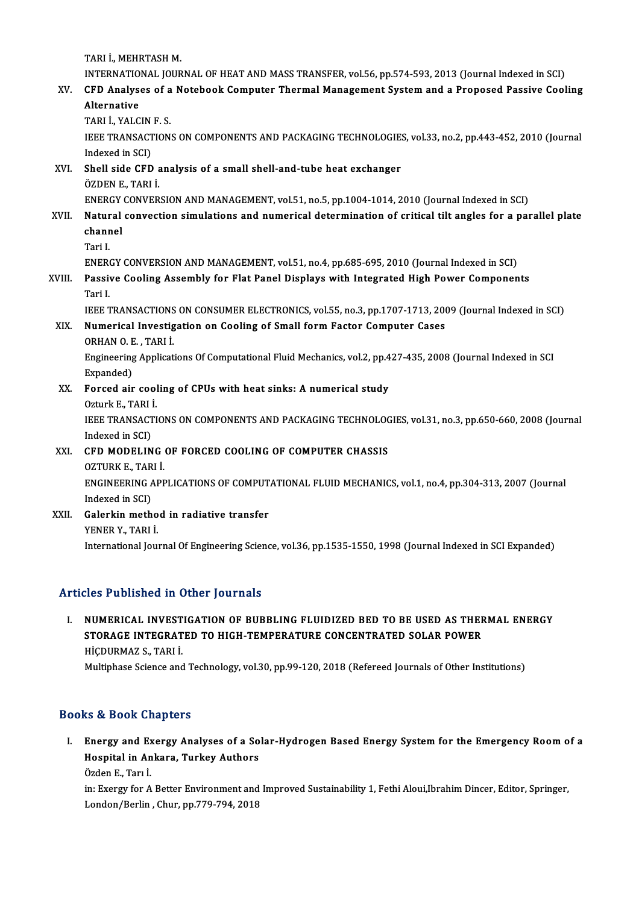TARI İ., MEHRTASH M.
INTERNATIONAL JOURNAL OF HEAT AND MASS TRANSFER, vol.56, pp.574-593, 2013 (Journal Indexed in SCI)

XV. **CFD Analyses of a Notebook Computer Thermal Management System and a Proposed Passive Cooling Alternative**
TARI İ., YALCIN F. S.
IEEE TRANSACTIONS ON COMPONENTS AND PACKAGING TECHNOLOGIES, vol.33, no.2, pp.443-452, 2010 (Journal Indexed in SCI)

XVI. **Shell side CFD analysis of a small shell-and-tube heat exchanger**
ÖZDEN E., TARI İ.
ENERGY CONVERSION AND MANAGEMENT, vol.51, no.5, pp.1004-1014, 2010 (Journal Indexed in SCI)

XVII. **Natural convection simulations and numerical determination of critical tilt angles for a parallel plate channel**
Tari I.
ENERGY CONVERSION AND MANAGEMENT, vol.51, no.4, pp.685-695, 2010 (Journal Indexed in SCI)

XVIII. **Passive Cooling Assembly for Flat Panel Displays with Integrated High Power Components**
Tari I.
IEEE TRANSACTIONS ON CONSUMER ELECTRONICS, vol.55, no.3, pp.1707-1713, 2009 (Journal Indexed in SCI)

XIX. **Numerical Investigation on Cooling of Small form Factor Computer Cases**
ORHAN O. E. , TARI İ.
Engineering Applications Of Computational Fluid Mechanics, vol.2, pp.427-435, 2008 (Journal Indexed in SCI Expanded)

XX. **Forced air cooling of CPUs with heat sinks: A numerical study**
Ozturk E., TARI İ.
IEEE TRANSACTIONS ON COMPONENTS AND PACKAGING TECHNOLOGIES, vol.31, no.3, pp.650-660, 2008 (Journal Indexed in SCI)

XXI. **CFD MODELING OF FORCED COOLING OF COMPUTER CHASSIS**
OZTURK E., TARI İ.
ENGINEERING APPLICATIONS OF COMPUTATIONAL FLUID MECHANICS, vol.1, no.4, pp.304-313, 2007 (Journal Indexed in SCI)

XXII. **Galerkin method in radiative transfer**
YENER Y., TARI İ.
International Journal Of Engineering Science, vol.36, pp.1535-1550, 1998 (Journal Indexed in SCI Expanded)

## Articles Published in Other Journals

I. **NUMERICAL INVESTIGATION OF BUBBLING FLUIDIZED BED TO BE USED AS THERMAL ENERGY STORAGE INTEGRATED TO HIGH-TEMPERATURE CONCENTRATED SOLAR POWER**
HİÇDURMAZ S., TARI İ.
Multiphase Science and Technology, vol.30, pp.99-120, 2018 (Refereed Journals of Other Institutions)

## Books & Book Chapters

I. **Energy and Exergy Analyses of a Solar-Hydrogen Based Energy System for the Emergency Room of a Hospital in Ankara, Turkey Authors**
Özden E., Tarı İ.
in: Exergy for A Better Environment and Improved Sustainability 1, Fethi Aloui,Ibrahim Dincer, Editor, Springer, London/Berlin , Chur, pp.779-794, 2018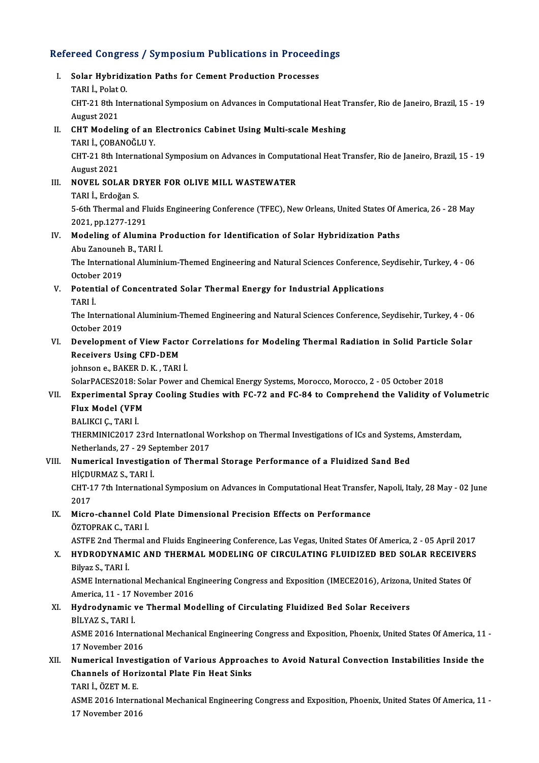## Refereed Congress / Symposium Publications in Proceedings

I. **Solar Hybridization Paths for Cement Production Processes**
   TARI İ., Polat O.
   CHT-21 8th International Symposium on Advances in Computational Heat Transfer, Rio de Janeiro, Brazil, 15 - 19 August 2021

II. **CHT Modeling of an Electronics Cabinet Using Multi-scale Meshing**
   TARI İ., ÇOBANOĞLU Y.
   CHT-21 8th International Symposium on Advances in Computational Heat Transfer, Rio de Janeiro, Brazil, 15 - 19 August 2021

III. **NOVEL SOLAR DRYER FOR OLIVE MILL WASTEWATER**
   TARI İ., Erdoğan S.
   5-6th Thermal and Fluids Engineering Conference (TFEC), New Orleans, United States Of America, 26 - 28 May 2021, pp.1277-1291

IV. **Modeling of Alumina Production for Identification of Solar Hybridization Paths**
   Abu Zanouneh B., TARI İ.
   The International Aluminium-Themed Engineering and Natural Sciences Conference, Seydisehir, Turkey, 4 - 06 October 2019

V. **Potential of Concentrated Solar Thermal Energy for Industrial Applications**
   TARI İ.
   The International Aluminium-Themed Engineering and Natural Sciences Conference, Seydisehir, Turkey, 4 - 06 October 2019

VI. **Development of View Factor Correlations for Modeling Thermal Radiation in Solid Particle Solar Receivers Using CFD-DEM**
   johnson e., BAKER D. K. , TARI İ.
   SolarPACES2018: Solar Power and Chemical Energy Systems, Morocco, Morocco, 2 - 05 October 2018

VII. **Experimental Spray Cooling Studies with FC-72 and FC-84 to Comprehend the Validity of Volumetric Flux Model (VFM**
   BALIKCI Ç., TARI İ.
   THERMINIC2017 23rd InternatIonal Workshop on Thermal Investigations of ICs and Systems, Amsterdam, Netherlands, 27 - 29 September 2017

VIII. **Numerical Investigation of Thermal Storage Performance of a Fluidized Sand Bed**
   HİÇDURMAZ S., TARI İ.
   CHT-17 7th International Symposium on Advances in Computational Heat Transfer, Napoli, Italy, 28 May - 02 June 2017

IX. **Micro-channel Cold Plate Dimensional Precision Effects on Performance**
   ÖZTOPRAK C., TARI İ.
   ASTFE 2nd Thermal and Fluids Engineering Conference, Las Vegas, United States Of America, 2 - 05 April 2017

X. **HYDRODYNAMIC AND THERMAL MODELING OF CIRCULATING FLUIDIZED BED SOLAR RECEIVERS**
   Bilyaz S., TARI İ.
   ASME International Mechanical Engineering Congress and Exposition (IMECE2016), Arizona, United States Of America, 11 - 17 November 2016

XI. **Hydrodynamic ve Thermal Modelling of Circulating Fluidized Bed Solar Receivers**
   BİLYAZ S., TARI İ.
   ASME 2016 International Mechanical Engineering Congress and Exposition, Phoenix, United States Of America, 11 - 17 November 2016

XII. **Numerical Investigation of Various Approaches to Avoid Natural Convection Instabilities Inside the Channels of Horizontal Plate Fin Heat Sinks**
   TARI İ., ÖZET M. E.
   ASME 2016 International Mechanical Engineering Congress and Exposition, Phoenix, United States Of America, 11 - 17 November 2016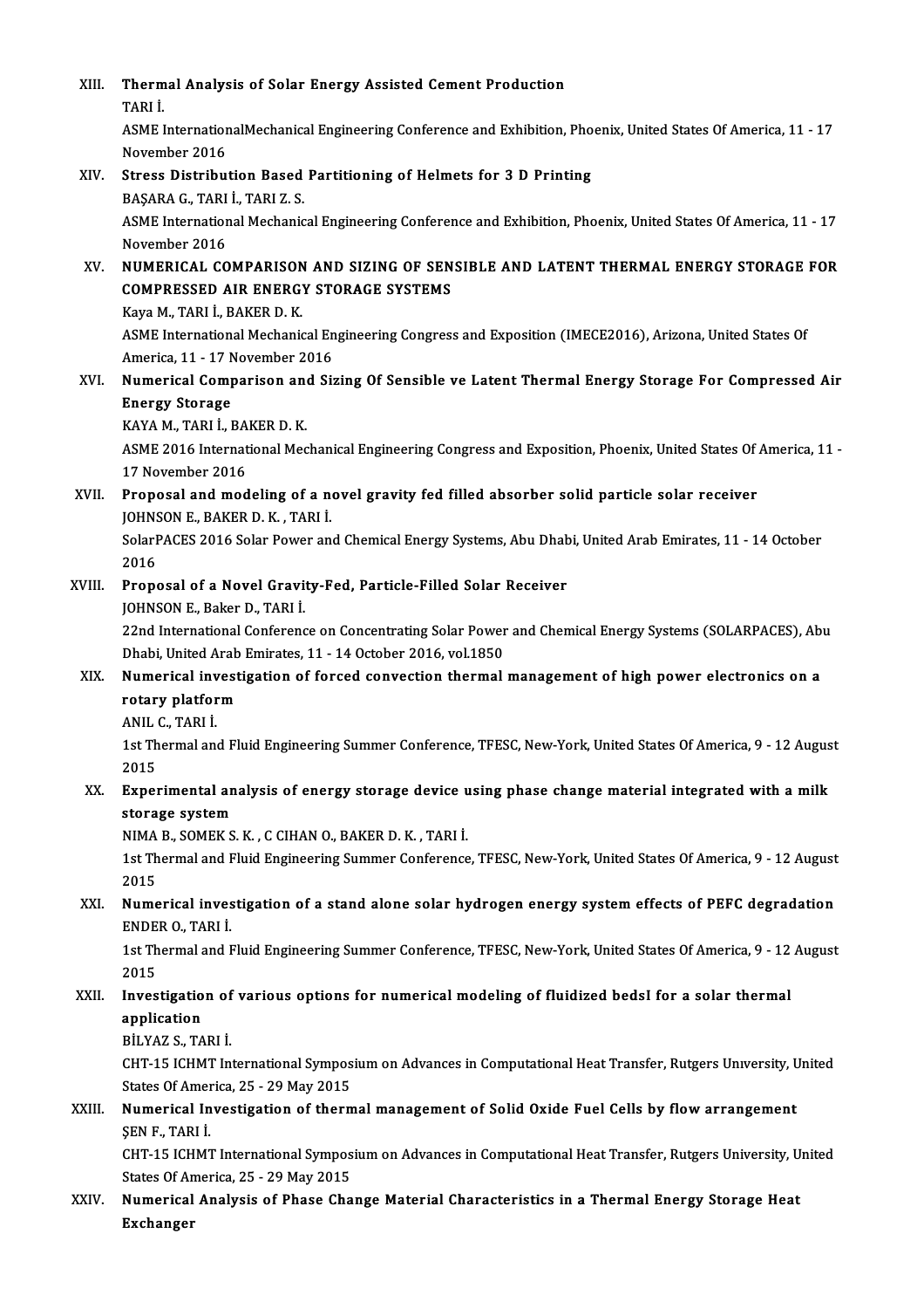XIII. **Thermal Analysis of Solar Energy Assisted Cement Production**
TARI İ.
ASME InternationalMechanical Engineering Conference and Exhibition, Phoenix, United States Of America, 11 - 17 November 2016

XIV. **Stress Distribution Based Partitioning of Helmets for 3 D Printing**
BAŞARA G., TARI İ., TARI Z. S.
ASME International Mechanical Engineering Conference and Exhibition, Phoenix, United States Of America, 11 - 17 November 2016

XV. **NUMERICAL COMPARISON AND SIZING OF SENSIBLE AND LATENT THERMAL ENERGY STORAGE FOR COMPRESSED AIR ENERGY STORAGE SYSTEMS**
Kaya M., TARI İ., BAKER D. K.
ASME International Mechanical Engineering Congress and Exposition (IMECE2016), Arizona, United States Of America, 11 - 17 November 2016

XVI. **Numerical Comparison and Sizing Of Sensible ve Latent Thermal Energy Storage For Compressed Air Energy Storage**
KAYA M., TARI İ., BAKER D. K.
ASME 2016 International Mechanical Engineering Congress and Exposition, Phoenix, United States Of America, 11 - 17 November 2016

XVII. **Proposal and modeling of a novel gravity fed filled absorber solid particle solar receiver**
JOHNSON E., BAKER D. K. , TARI İ.
SolarPACES 2016 Solar Power and Chemical Energy Systems, Abu Dhabi, United Arab Emirates, 11 - 14 October 2016

XVIII. **Proposal of a Novel Gravity-Fed, Particle-Filled Solar Receiver**
JOHNSON E., Baker D., TARI İ.
22nd International Conference on Concentrating Solar Power and Chemical Energy Systems (SOLARPACES), Abu Dhabi, United Arab Emirates, 11 - 14 October 2016, vol.1850

XIX. **Numerical investigation of forced convection thermal management of high power electronics on a rotary platform**
ANIL C., TARI İ.
1st Thermal and Fluid Engineering Summer Conference, TFESC, New-York, United States Of America, 9 - 12 August 2015

XX. **Experimental analysis of energy storage device using phase change material integrated with a milk storage system**
NIMA B., SOMEK S. K. , C CIHAN O., BAKER D. K. , TARI İ.
1st Thermal and Fluid Engineering Summer Conference, TFESC, New-York, United States Of America, 9 - 12 August 2015

XXI. **Numerical investigation of a stand alone solar hydrogen energy system effects of PEFC degradation**
ENDER O., TARI İ.
1st Thermal and Fluid Engineering Summer Conference, TFESC, New-York, United States Of America, 9 - 12 August 2015

XXII. **Investigation of various options for numerical modeling of fluidized bedsI for a solar thermal application**
BİLYAZ S., TARI İ.
CHT-15 ICHMT International Symposium on Advances in Computational Heat Transfer, Rutgers Unıversity, United States Of America, 25 - 29 May 2015

XXIII. **Numerical Investigation of thermal management of Solid Oxide Fuel Cells by flow arrangement**
ŞEN F., TARI İ.
CHT-15 ICHMT International Symposium on Advances in Computational Heat Transfer, Rutgers University, United States Of America, 25 - 29 May 2015

XXIV. **Numerical Analysis of Phase Change Material Characteristics in a Thermal Energy Storage Heat Exchanger**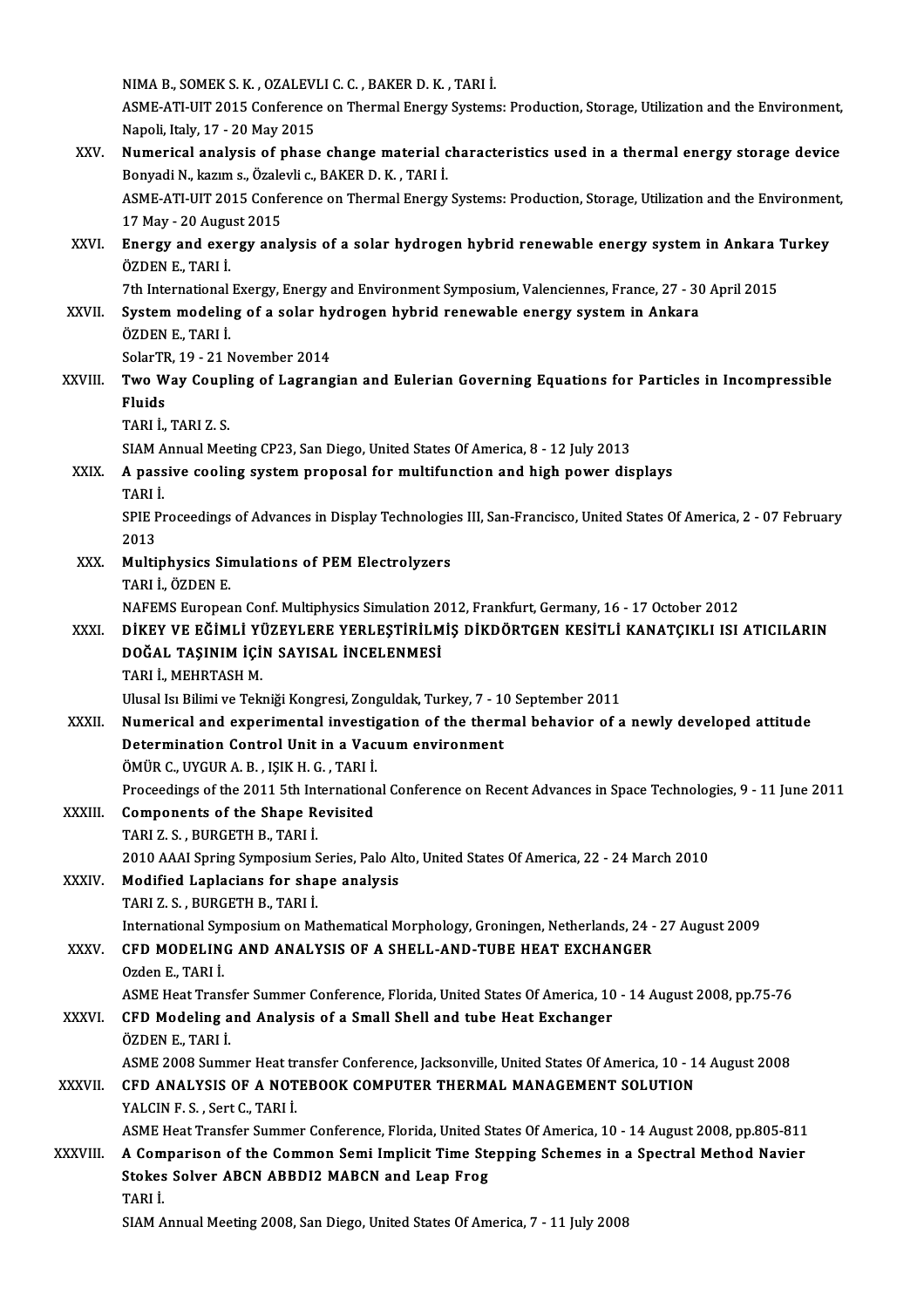NIMA B., SOMEK S. K. , OZALEVLI C. C. , BAKER D. K. , TARI İ.
ASME-ATI-UIT 2015 Conference on Thermal Energy Systems: Production, Storage, Utilization and the Environment, Napoli, Italy, 17 - 20 May 2015

XXV. **Numerical analysis of phase change material characteristics used in a thermal energy storage device**
Bonyadi N., kazım s., Özalevli c., BAKER D. K. , TARI İ.
ASME-ATI-UIT 2015 Conference on Thermal Energy Systems: Production, Storage, Utilization and the Environment, 17 May - 20 August 2015

XXVI. **Energy and exergy analysis of a solar hydrogen hybrid renewable energy system in Ankara Turkey**
ÖZDEN E., TARI İ.
7th International Exergy, Energy and Environment Symposium, Valenciennes, France, 27 - 30 April 2015

XXVII. **System modeling of a solar hydrogen hybrid renewable energy system in Ankara**
ÖZDEN E., TARI İ.
SolarTR, 19 - 21 November 2014

XXVIII. **Two Way Coupling of Lagrangian and Eulerian Governing Equations for Particles in Incompressible Fluids**
TARI İ., TARI Z. S.
SIAM Annual Meeting CP23, San Diego, United States Of America, 8 - 12 July 2013

XXIX. **A passive cooling system proposal for multifunction and high power displays**
TARI İ.
SPIE Proceedings of Advances in Display Technologies III, San-Francisco, United States Of America, 2 - 07 February 2013

XXX. **Multiphysics Simulations of PEM Electrolyzers**
TARI İ., ÖZDEN E.
NAFEMS European Conf. Multiphysics Simulation 2012, Frankfurt, Germany, 16 - 17 October 2012

XXXI. **DİKEY VE EĞİMLİ YÜZEYLERE YERLEŞTİRİLMİŞ DİKDÖRTGEN KESİTLİ KANATÇIKLI ISI ATICILARIN DOĞAL TAŞINIM İÇİN SAYISAL İNCELENMESİ**
TARI İ., MEHRTASH M.
Ulusal Isı Bilimi ve Tekniği Kongresi, Zonguldak, Turkey, 7 - 10 September 2011

XXXII. **Numerical and experimental investigation of the thermal behavior of a newly developed attitude Determination Control Unit in a Vacuum environment**
ÖMÜR C., UYGUR A. B. , IŞIK H. G. , TARI İ.
Proceedings of the 2011 5th International Conference on Recent Advances in Space Technologies, 9 - 11 June 2011

XXXIII. **Components of the Shape Revisited**
TARI Z. S. , BURGETH B., TARI İ.
2010 AAAI Spring Symposium Series, Palo Alto, United States Of America, 22 - 24 March 2010

XXXIV. **Modified Laplacians for shape analysis**
TARI Z. S. , BURGETH B., TARI İ.
International Symposium on Mathematical Morphology, Groningen, Netherlands, 24 - 27 August 2009

XXXV. **CFD MODELING AND ANALYSIS OF A SHELL-AND-TUBE HEAT EXCHANGER**
Ozden E., TARI İ.
ASME Heat Transfer Summer Conference, Florida, United States Of America, 10 - 14 August 2008, pp.75-76

XXXVI. **CFD Modeling and Analysis of a Small Shell and tube Heat Exchanger**
ÖZDEN E., TARI İ.
ASME 2008 Summer Heat transfer Conference, Jacksonville, United States Of America, 10 - 14 August 2008

XXXVII. **CFD ANALYSIS OF A NOTEBOOK COMPUTER THERMAL MANAGEMENT SOLUTION**
YALCIN F. S. , Sert C., TARI İ.
ASME Heat Transfer Summer Conference, Florida, United States Of America, 10 - 14 August 2008, pp.805-811

XXXVIII. **A Comparison of the Common Semi Implicit Time Stepping Schemes in a Spectral Method Navier Stokes Solver ABCN ABBDI2 MABCN and Leap Frog**
TARI İ.
SIAM Annual Meeting 2008, San Diego, United States Of America, 7 - 11 July 2008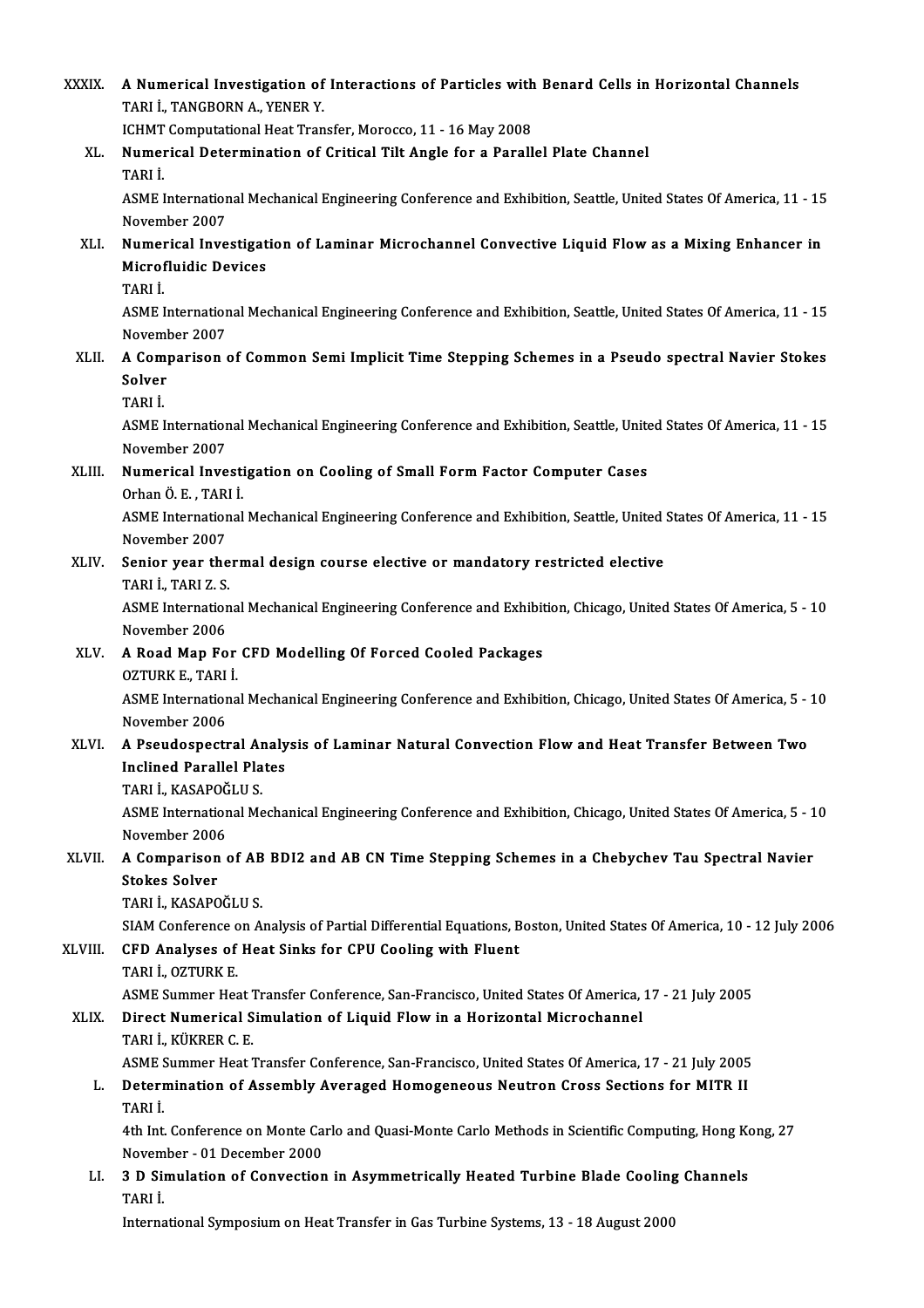XXXIX. **A Numerical Investigation of Interactions of Particles with Benard Cells in Horizontal Channels**
TARI İ., TANGBORN A., YENER Y.
ICHMT Computational Heat Transfer, Morocco, 11 - 16 May 2008

XL. **Numerical Determination of Critical Tilt Angle for a Parallel Plate Channel**
TARI İ.
ASME International Mechanical Engineering Conference and Exhibition, Seattle, United States Of America, 11 - 15 November 2007

XLI. **Numerical Investigation of Laminar Microchannel Convective Liquid Flow as a Mixing Enhancer in Microfluidic Devices**
TARI İ.
ASME International Mechanical Engineering Conference and Exhibition, Seattle, United States Of America, 11 - 15 November 2007

XLII. **A Comparison of Common Semi Implicit Time Stepping Schemes in a Pseudo spectral Navier Stokes Solver**
TARI İ.
ASME International Mechanical Engineering Conference and Exhibition, Seattle, United States Of America, 11 - 15 November 2007

XLIII. **Numerical Investigation on Cooling of Small Form Factor Computer Cases**
Orhan Ö. E. , TARI İ.
ASME International Mechanical Engineering Conference and Exhibition, Seattle, United States Of America, 11 - 15 November 2007

XLIV. **Senior year thermal design course elective or mandatory restricted elective**
TARI İ., TARI Z. S.
ASME International Mechanical Engineering Conference and Exhibition, Chicago, United States Of America, 5 - 10 November 2006

XLV. **A Road Map For CFD Modelling Of Forced Cooled Packages**
OZTURK E., TARI İ.
ASME International Mechanical Engineering Conference and Exhibition, Chicago, United States Of America, 5 - 10 November 2006

XLVI. **A Pseudospectral Analysis of Laminar Natural Convection Flow and Heat Transfer Between Two Inclined Parallel Plates**
TARI İ., KASAPOĞLU S.
ASME International Mechanical Engineering Conference and Exhibition, Chicago, United States Of America, 5 - 10 November 2006

XLVII. **A Comparison of AB BDI2 and AB CN Time Stepping Schemes in a Chebychev Tau Spectral Navier Stokes Solver**
TARI İ., KASAPOĞLU S.
SIAM Conference on Analysis of Partial Differential Equations, Boston, United States Of America, 10 - 12 July 2006

XLVIII. **CFD Analyses of Heat Sinks for CPU Cooling with Fluent**
TARI İ., OZTURK E.
ASME Summer Heat Transfer Conference, San-Francisco, United States Of America, 17 - 21 July 2005

XLIX. **Direct Numerical Simulation of Liquid Flow in a Horizontal Microchannel**
TARI İ., KÜKRER C. E.
ASME Summer Heat Transfer Conference, San-Francisco, United States Of America, 17 - 21 July 2005

L. **Determination of Assembly Averaged Homogeneous Neutron Cross Sections for MITR II**
TARI İ.
4th Int. Conference on Monte Carlo and Quasi-Monte Carlo Methods in Scientific Computing, Hong Kong, 27 November - 01 December 2000

LI. **3 D Simulation of Convection in Asymmetrically Heated Turbine Blade Cooling Channels**
TARI İ.
International Symposium on Heat Transfer in Gas Turbine Systems, 13 - 18 August 2000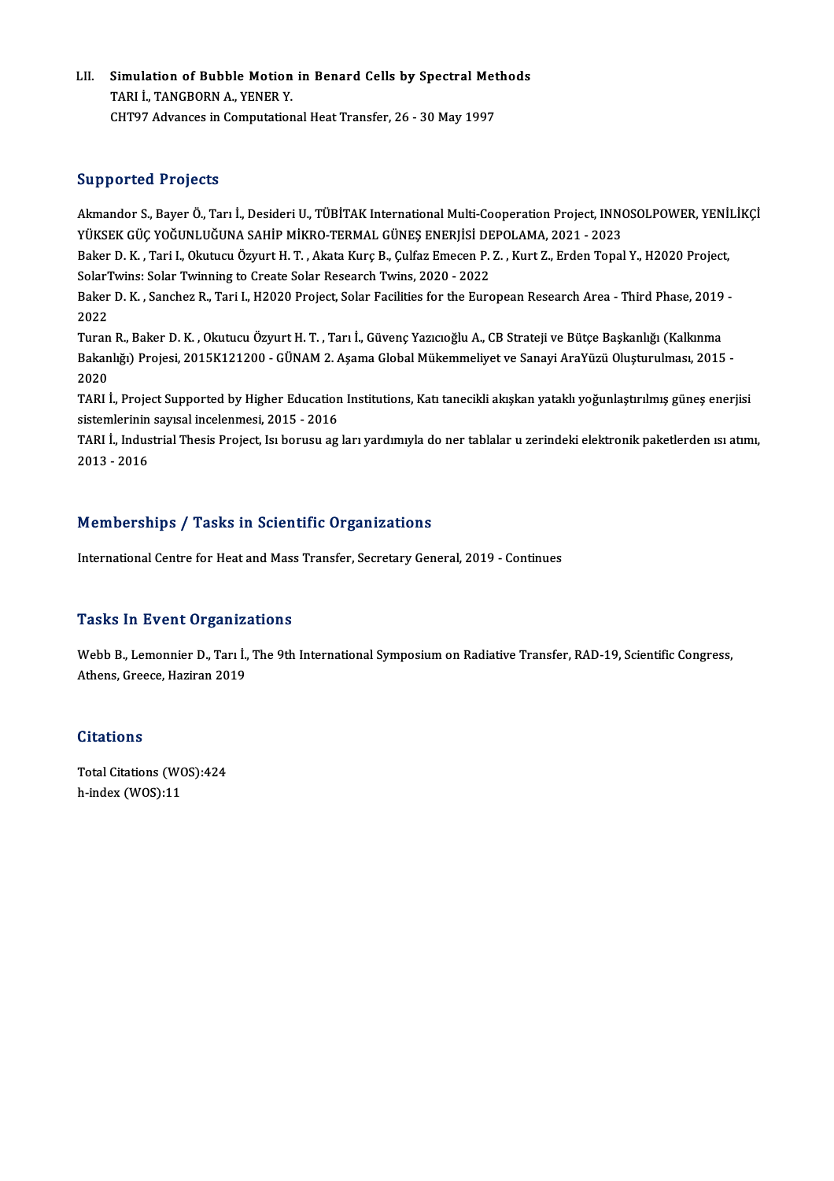LII. **Simulation of Bubble Motion in Benard Cells by Spectral Methods**
TARI İ., TANGBORN A., YENER Y.
CHT97 Advances in Computational Heat Transfer, 26 - 30 May 1997

## Supported Projects

Akmandor S., Bayer Ö., Tarı İ., Desideri U., TÜBİTAK International Multi-Cooperation Project, INNOSOLPOWER, YENİLİKÇİ YÜKSEK GÜÇ YOĞUNLUĞUNA SAHİP MİKRO-TERMAL GÜNEŞ ENERJİSİ DEPOLAMA, 2021 - 2023

Baker D. K. , Tari I., Okutucu Özyurt H. T. , Akata Kurç B., Çulfaz Emecen P. Z. , Kurt Z., Erden Topal Y., H2020 Project, SolarTwins: Solar Twinning to Create Solar Research Twins, 2020 - 2022

Baker D. K. , Sanchez R., Tari I., H2020 Project, Solar Facilities for the European Research Area - Third Phase, 2019 - 2022

Turan R., Baker D. K. , Okutucu Özyurt H. T. , Tarı İ., Güvenç Yazıcıoğlu A., CB Strateji ve Bütçe Başkanlığı (Kalkınma Bakanlığı) Projesi, 2015K121200 - GÜNAM 2. Aşama Global Mükemmeliyet ve Sanayi AraYüzü Oluşturulması, 2015 - 2020

TARI İ., Project Supported by Higher Education Institutions, Katı tanecikli akışkan yataklı yoğunlaştırılmış güneş enerjisi sistemlerinin sayısal incelenmesi, 2015 - 2016

TARI İ., Industrial Thesis Project, Isı borusu ag ları yardımıyla do ner tablalar u zerindeki elektronik paketlerden ısı atımı, 2013 - 2016

## Memberships / Tasks in Scientific Organizations

International Centre for Heat and Mass Transfer, Secretary General, 2019 - Continues

## Tasks In Event Organizations

Webb B., Lemonnier D., Tarı İ., The 9th International Symposium on Radiative Transfer, RAD-19, Scientific Congress, Athens, Greece, Haziran 2019

## Citations

Total Citations (WOS):424
h-index (WOS):11